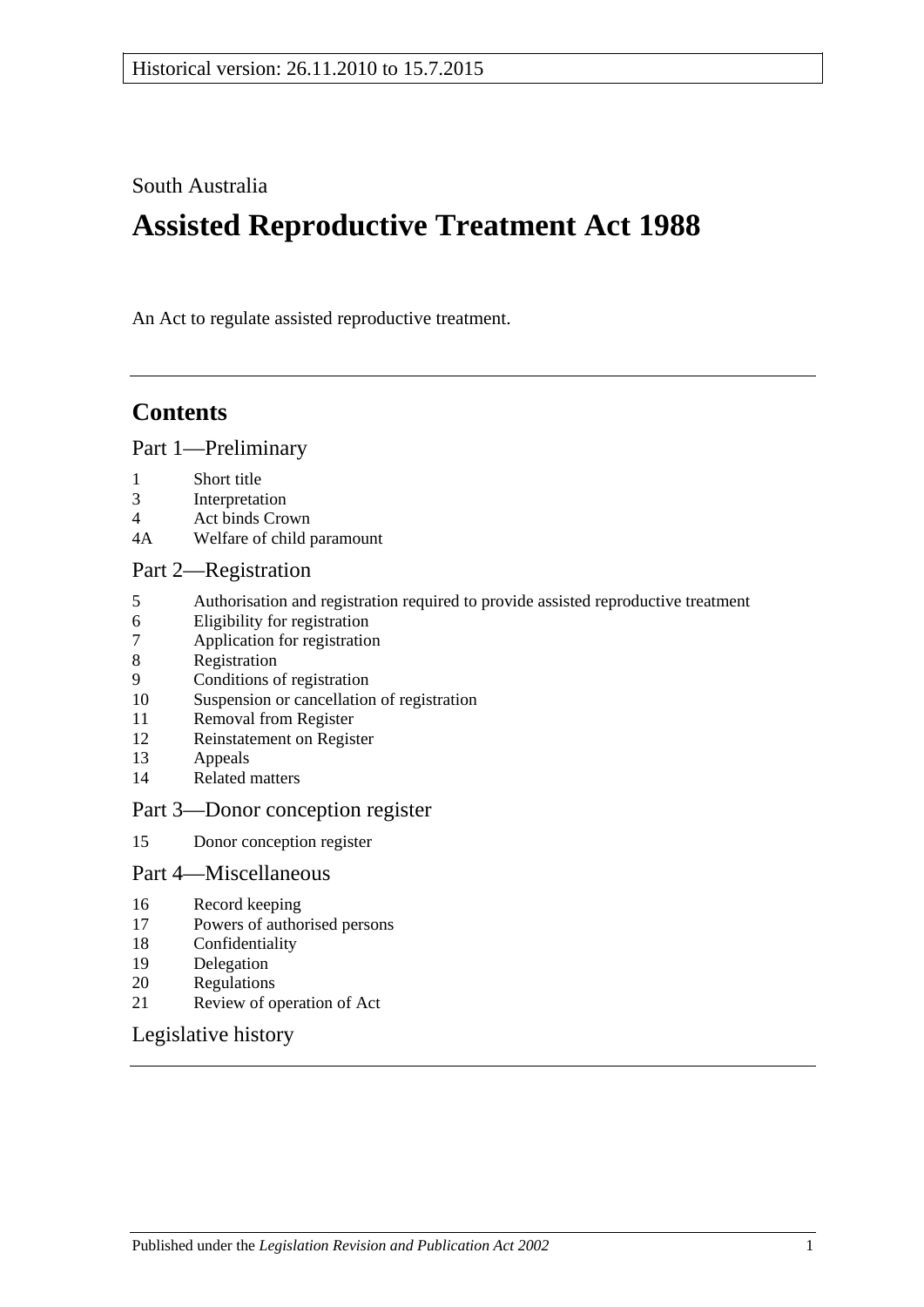Historical version: 26.11.2010 to 15.7.2015

South Australia

# Assisted Reproductive Treatment Act 1988

An Act to regulate assisted reproductive treatment.

## Contents

### Part 1—Preliminary

1 Short title
3 Interpretation
4 Act binds Crown
4A Welfare of child paramount

### Part 2—Registration

5 Authorisation and registration required to provide assisted reproductive treatment
6 Eligibility for registration
7 Application for registration
8 Registration
9 Conditions of registration
10 Suspension or cancellation of registration
11 Removal from Register
12 Reinstatement on Register
13 Appeals
14 Related matters

### Part 3—Donor conception register

15 Donor conception register

### Part 4—Miscellaneous

16 Record keeping
17 Powers of authorised persons
18 Confidentiality
19 Delegation
20 Regulations
21 Review of operation of Act

### Legislative history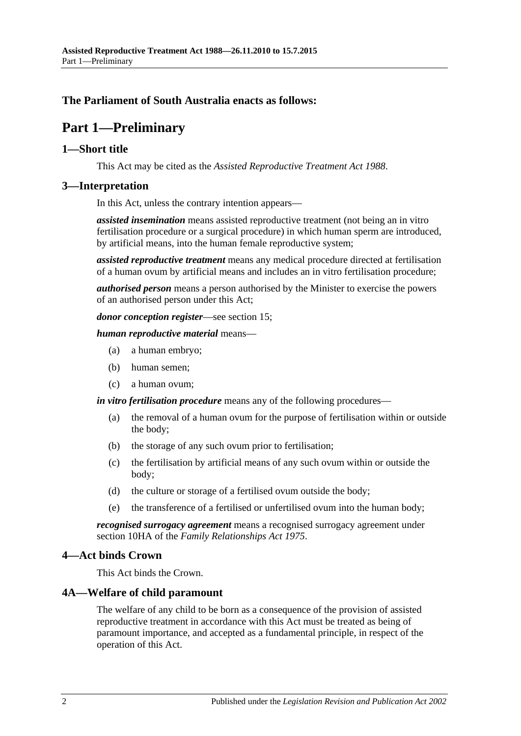**The Parliament of South Australia enacts as follows:**

# Part 1—Preliminary

## 1—Short title

This Act may be cited as the *Assisted Reproductive Treatment Act 1988*.

## 3—Interpretation

In this Act, unless the contrary intention appears—

***assisted insemination*** means assisted reproductive treatment (not being an in vitro fertilisation procedure or a surgical procedure) in which human sperm are introduced, by artificial means, into the human female reproductive system;

***assisted reproductive treatment*** means any medical procedure directed at fertilisation of a human ovum by artificial means and includes an in vitro fertilisation procedure;

***authorised person*** means a person authorised by the Minister to exercise the powers of an authorised person under this Act;

***donor conception register***—see section 15;

***human reproductive material*** means—

(a) a human embryo;

(b) human semen;

(c) a human ovum;

***in vitro fertilisation procedure*** means any of the following procedures—

(a) the removal of a human ovum for the purpose of fertilisation within or outside the body;

(b) the storage of any such ovum prior to fertilisation;

(c) the fertilisation by artificial means of any such ovum within or outside the body;

(d) the culture or storage of a fertilised ovum outside the body;

(e) the transference of a fertilised or unfertilised ovum into the human body;

***recognised surrogacy agreement*** means a recognised surrogacy agreement under section 10HA of the *Family Relationships Act 1975*.

## 4—Act binds Crown

This Act binds the Crown.

## 4A—Welfare of child paramount

The welfare of any child to be born as a consequence of the provision of assisted reproductive treatment in accordance with this Act must be treated as being of paramount importance, and accepted as a fundamental principle, in respect of the operation of this Act.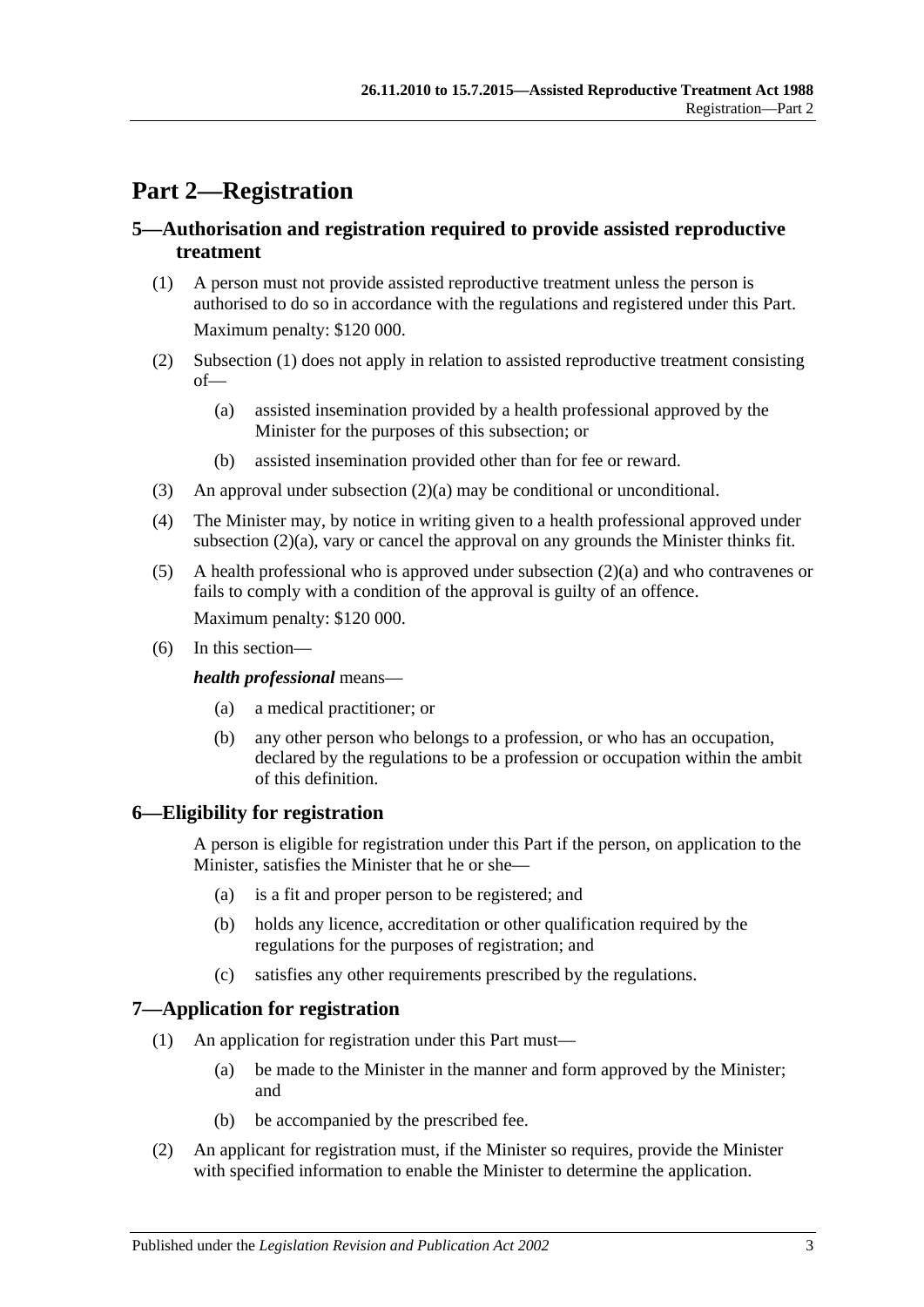# Part 2—Registration

## 5—Authorisation and registration required to provide assisted reproductive treatment

(1) A person must not provide assisted reproductive treatment unless the person is authorised to do so in accordance with the regulations and registered under this Part.

Maximum penalty: $120 000.

(2) Subsection (1) does not apply in relation to assisted reproductive treatment consisting of—

- (a) assisted insemination provided by a health professional approved by the Minister for the purposes of this subsection; or
- (b) assisted insemination provided other than for fee or reward.

(3) An approval under subsection (2)(a) may be conditional or unconditional.

(4) The Minister may, by notice in writing given to a health professional approved under subsection (2)(a), vary or cancel the approval on any grounds the Minister thinks fit.

(5) A health professional who is approved under subsection (2)(a) and who contravenes or fails to comply with a condition of the approval is guilty of an offence.

Maximum penalty: $120 000.

(6) In this section—

***health professional*** means—

- (a) a medical practitioner; or
- (b) any other person who belongs to a profession, or who has an occupation, declared by the regulations to be a profession or occupation within the ambit of this definition.

## 6—Eligibility for registration

A person is eligible for registration under this Part if the person, on application to the Minister, satisfies the Minister that he or she—

- (a) is a fit and proper person to be registered; and
- (b) holds any licence, accreditation or other qualification required by the regulations for the purposes of registration; and
- (c) satisfies any other requirements prescribed by the regulations.

## 7—Application for registration

(1) An application for registration under this Part must—

- (a) be made to the Minister in the manner and form approved by the Minister; and
- (b) be accompanied by the prescribed fee.

(2) An applicant for registration must, if the Minister so requires, provide the Minister with specified information to enable the Minister to determine the application.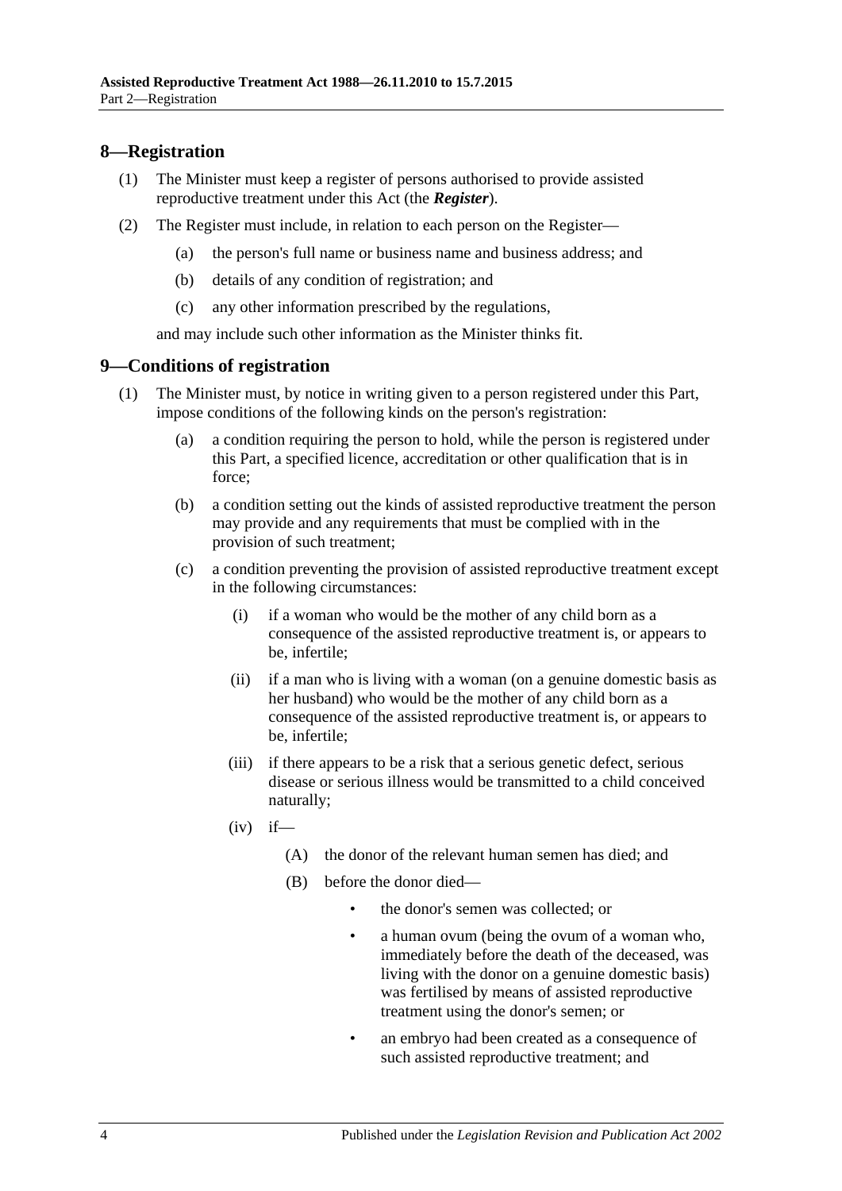## 8—Registration

(1) The Minister must keep a register of persons authorised to provide assisted reproductive treatment under this Act (the ***Register***).

(2) The Register must include, in relation to each person on the Register—

- (a) the person's full name or business name and business address; and
- (b) details of any condition of registration; and
- (c) any other information prescribed by the regulations,

and may include such other information as the Minister thinks fit.

## 9—Conditions of registration

(1) The Minister must, by notice in writing given to a person registered under this Part, impose conditions of the following kinds on the person's registration:

- (a) a condition requiring the person to hold, while the person is registered under this Part, a specified licence, accreditation or other qualification that is in force;
- (b) a condition setting out the kinds of assisted reproductive treatment the person may provide and any requirements that must be complied with in the provision of such treatment;
- (c) a condition preventing the provision of assisted reproductive treatment except in the following circumstances:
  - (i) if a woman who would be the mother of any child born as a consequence of the assisted reproductive treatment is, or appears to be, infertile;
  - (ii) if a man who is living with a woman (on a genuine domestic basis as her husband) who would be the mother of any child born as a consequence of the assisted reproductive treatment is, or appears to be, infertile;
  - (iii) if there appears to be a risk that a serious genetic defect, serious disease or serious illness would be transmitted to a child conceived naturally;
  - (iv) if—
    - (A) the donor of the relevant human semen has died; and
    - (B) before the donor died—
      - the donor's semen was collected; or
      - a human ovum (being the ovum of a woman who, immediately before the death of the deceased, was living with the donor on a genuine domestic basis) was fertilised by means of assisted reproductive treatment using the donor's semen; or
      - an embryo had been created as a consequence of such assisted reproductive treatment; and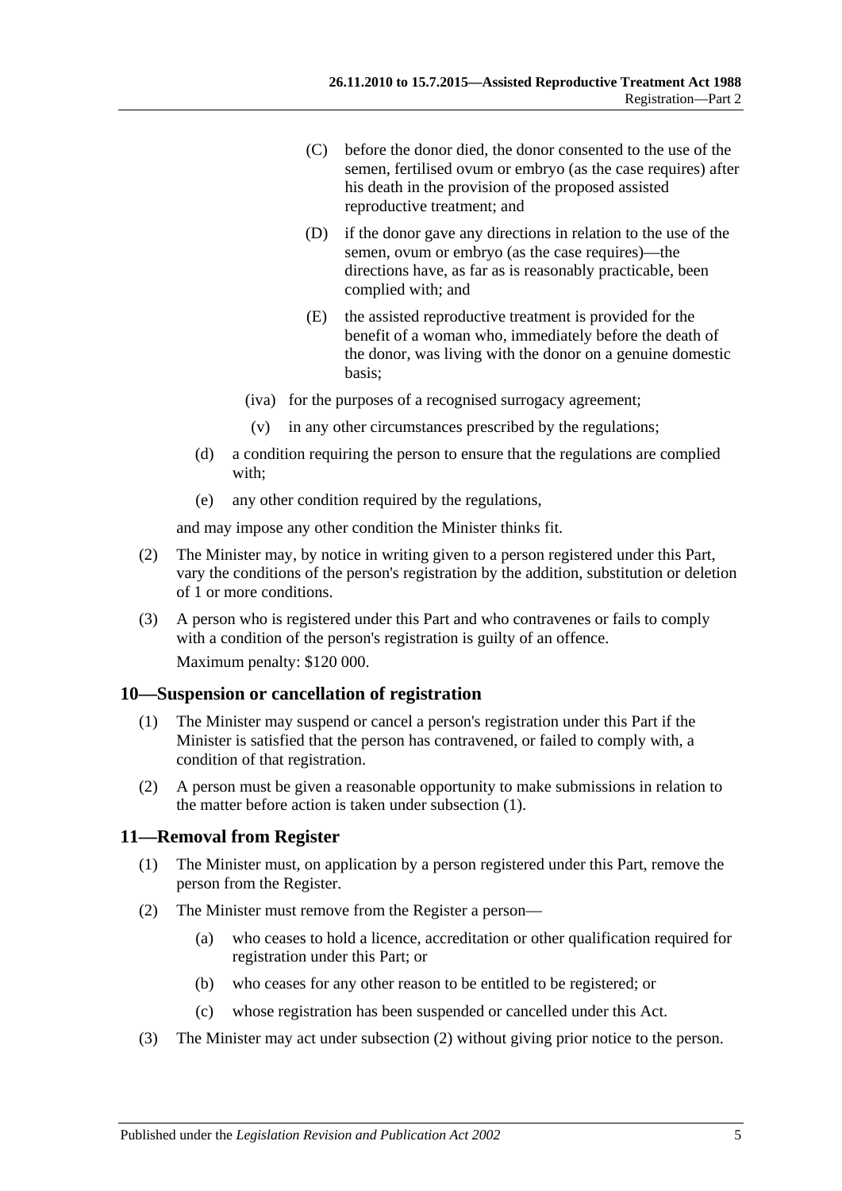(C) before the donor died, the donor consented to the use of the semen, fertilised ovum or embryo (as the case requires) after his death in the provision of the proposed assisted reproductive treatment; and

(D) if the donor gave any directions in relation to the use of the semen, ovum or embryo (as the case requires)—the directions have, as far as is reasonably practicable, been complied with; and

(E) the assisted reproductive treatment is provided for the benefit of a woman who, immediately before the death of the donor, was living with the donor on a genuine domestic basis;

(iva) for the purposes of a recognised surrogacy agreement;

(v) in any other circumstances prescribed by the regulations;

(d) a condition requiring the person to ensure that the regulations are complied with;

(e) any other condition required by the regulations,

and may impose any other condition the Minister thinks fit.

(2) The Minister may, by notice in writing given to a person registered under this Part, vary the conditions of the person's registration by the addition, substitution or deletion of 1 or more conditions.

(3) A person who is registered under this Part and who contravenes or fails to comply with a condition of the person's registration is guilty of an offence.

Maximum penalty: $120 000.

## 10—Suspension or cancellation of registration

(1) The Minister may suspend or cancel a person's registration under this Part if the Minister is satisfied that the person has contravened, or failed to comply with, a condition of that registration.

(2) A person must be given a reasonable opportunity to make submissions in relation to the matter before action is taken under subsection (1).

## 11—Removal from Register

(1) The Minister must, on application by a person registered under this Part, remove the person from the Register.

(2) The Minister must remove from the Register a person—

(a) who ceases to hold a licence, accreditation or other qualification required for registration under this Part; or

(b) who ceases for any other reason to be entitled to be registered; or

(c) whose registration has been suspended or cancelled under this Act.

(3) The Minister may act under subsection (2) without giving prior notice to the person.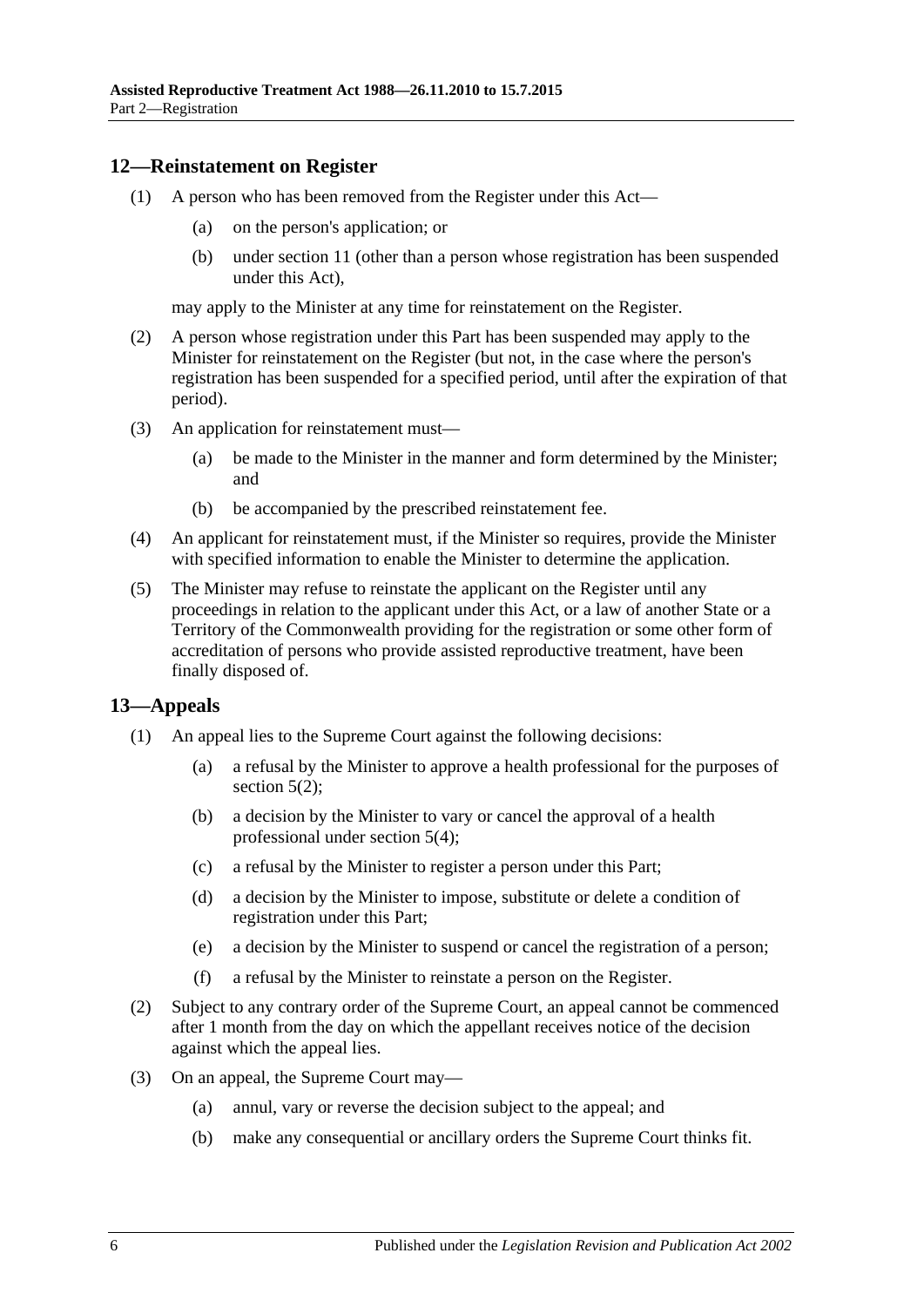## 12—Reinstatement on Register

(1) A person who has been removed from the Register under this Act—

(a) on the person's application; or

(b) under section 11 (other than a person whose registration has been suspended under this Act),

may apply to the Minister at any time for reinstatement on the Register.

(2) A person whose registration under this Part has been suspended may apply to the Minister for reinstatement on the Register (but not, in the case where the person's registration has been suspended for a specified period, until after the expiration of that period).

(3) An application for reinstatement must—

(a) be made to the Minister in the manner and form determined by the Minister; and

(b) be accompanied by the prescribed reinstatement fee.

(4) An applicant for reinstatement must, if the Minister so requires, provide the Minister with specified information to enable the Minister to determine the application.

(5) The Minister may refuse to reinstate the applicant on the Register until any proceedings in relation to the applicant under this Act, or a law of another State or a Territory of the Commonwealth providing for the registration or some other form of accreditation of persons who provide assisted reproductive treatment, have been finally disposed of.

## 13—Appeals

(1) An appeal lies to the Supreme Court against the following decisions:

(a) a refusal by the Minister to approve a health professional for the purposes of section 5(2);

(b) a decision by the Minister to vary or cancel the approval of a health professional under section 5(4);

(c) a refusal by the Minister to register a person under this Part;

(d) a decision by the Minister to impose, substitute or delete a condition of registration under this Part;

(e) a decision by the Minister to suspend or cancel the registration of a person;

(f) a refusal by the Minister to reinstate a person on the Register.

(2) Subject to any contrary order of the Supreme Court, an appeal cannot be commenced after 1 month from the day on which the appellant receives notice of the decision against which the appeal lies.

(3) On an appeal, the Supreme Court may—

(a) annul, vary or reverse the decision subject to the appeal; and

(b) make any consequential or ancillary orders the Supreme Court thinks fit.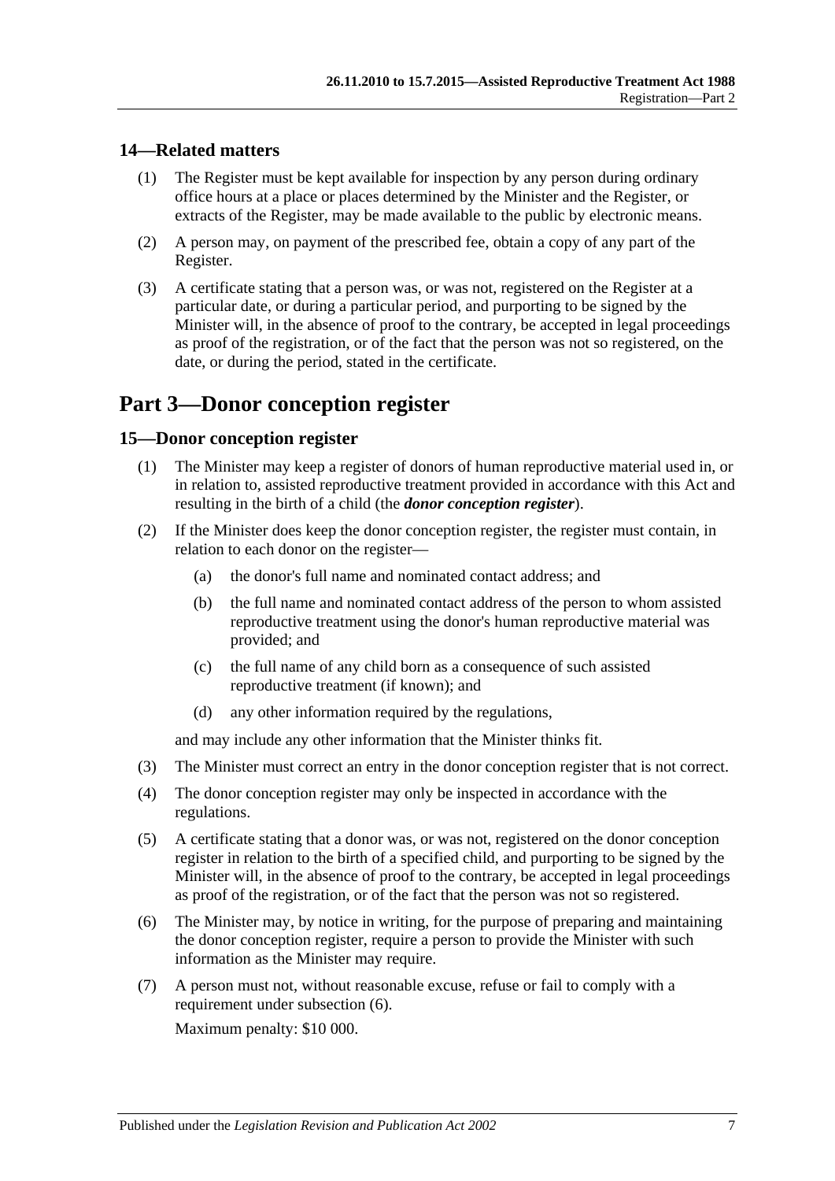## 14—Related matters

(1) The Register must be kept available for inspection by any person during ordinary office hours at a place or places determined by the Minister and the Register, or extracts of the Register, may be made available to the public by electronic means.

(2) A person may, on payment of the prescribed fee, obtain a copy of any part of the Register.

(3) A certificate stating that a person was, or was not, registered on the Register at a particular date, or during a particular period, and purporting to be signed by the Minister will, in the absence of proof to the contrary, be accepted in legal proceedings as proof of the registration, or of the fact that the person was not so registered, on the date, or during the period, stated in the certificate.

# Part 3—Donor conception register

## 15—Donor conception register

(1) The Minister may keep a register of donors of human reproductive material used in, or in relation to, assisted reproductive treatment provided in accordance with this Act and resulting in the birth of a child (the ***donor conception register***).

(2) If the Minister does keep the donor conception register, the register must contain, in relation to each donor on the register—

- (a) the donor's full name and nominated contact address; and
- (b) the full name and nominated contact address of the person to whom assisted reproductive treatment using the donor's human reproductive material was provided; and
- (c) the full name of any child born as a consequence of such assisted reproductive treatment (if known); and
- (d) any other information required by the regulations,

and may include any other information that the Minister thinks fit.

(3) The Minister must correct an entry in the donor conception register that is not correct.

(4) The donor conception register may only be inspected in accordance with the regulations.

(5) A certificate stating that a donor was, or was not, registered on the donor conception register in relation to the birth of a specified child, and purporting to be signed by the Minister will, in the absence of proof to the contrary, be accepted in legal proceedings as proof of the registration, or of the fact that the person was not so registered.

(6) The Minister may, by notice in writing, for the purpose of preparing and maintaining the donor conception register, require a person to provide the Minister with such information as the Minister may require.

(7) A person must not, without reasonable excuse, refuse or fail to comply with a requirement under subsection (6).

Maximum penalty: $10 000.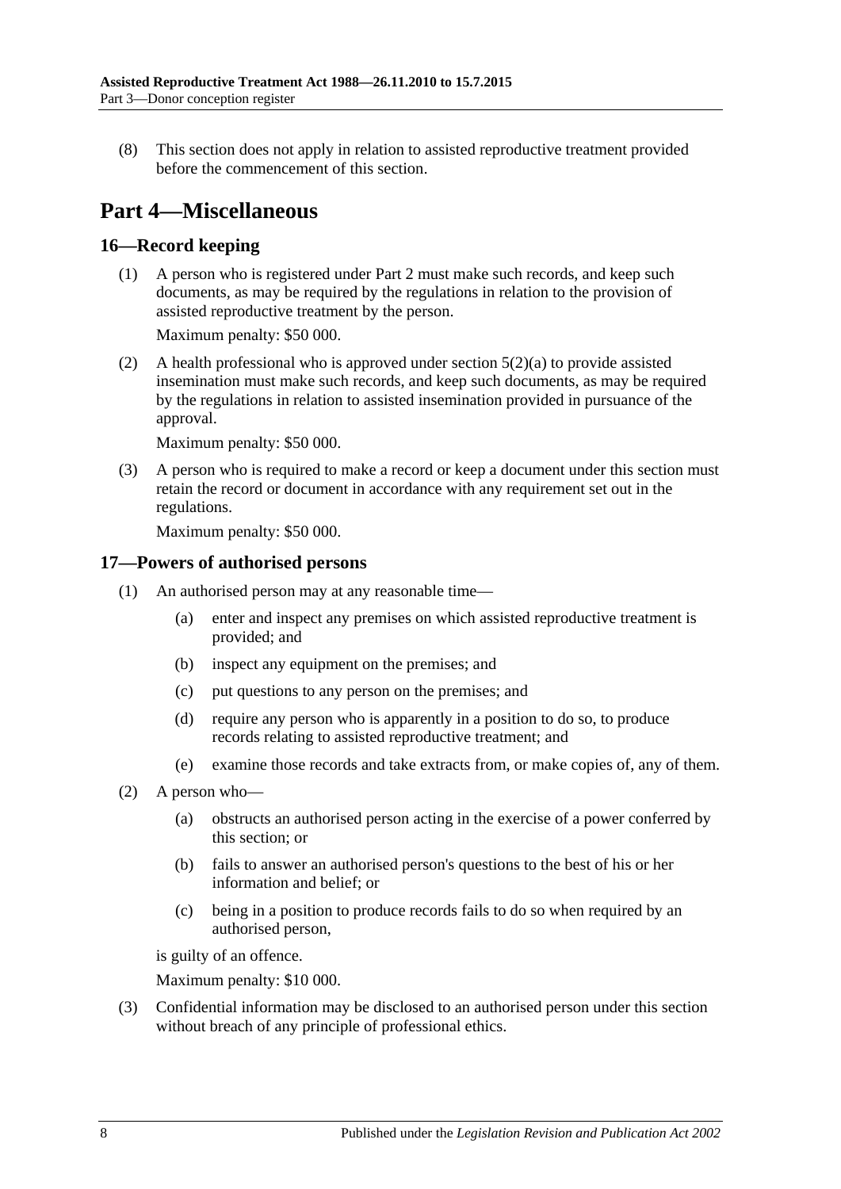(8) This section does not apply in relation to assisted reproductive treatment provided before the commencement of this section.

# Part 4—Miscellaneous

## 16—Record keeping

(1) A person who is registered under Part 2 must make such records, and keep such documents, as may be required by the regulations in relation to the provision of assisted reproductive treatment by the person.

Maximum penalty: $50 000.

(2) A health professional who is approved under section 5(2)(a) to provide assisted insemination must make such records, and keep such documents, as may be required by the regulations in relation to assisted insemination provided in pursuance of the approval.

Maximum penalty: $50 000.

(3) A person who is required to make a record or keep a document under this section must retain the record or document in accordance with any requirement set out in the regulations.

Maximum penalty: $50 000.

## 17—Powers of authorised persons

(1) An authorised person may at any reasonable time—

(a) enter and inspect any premises on which assisted reproductive treatment is provided; and

(b) inspect any equipment on the premises; and

(c) put questions to any person on the premises; and

(d) require any person who is apparently in a position to do so, to produce records relating to assisted reproductive treatment; and

(e) examine those records and take extracts from, or make copies of, any of them.

(2) A person who—

(a) obstructs an authorised person acting in the exercise of a power conferred by this section; or

(b) fails to answer an authorised person's questions to the best of his or her information and belief; or

(c) being in a position to produce records fails to do so when required by an authorised person,

is guilty of an offence.

Maximum penalty: $10 000.

(3) Confidential information may be disclosed to an authorised person under this section without breach of any principle of professional ethics.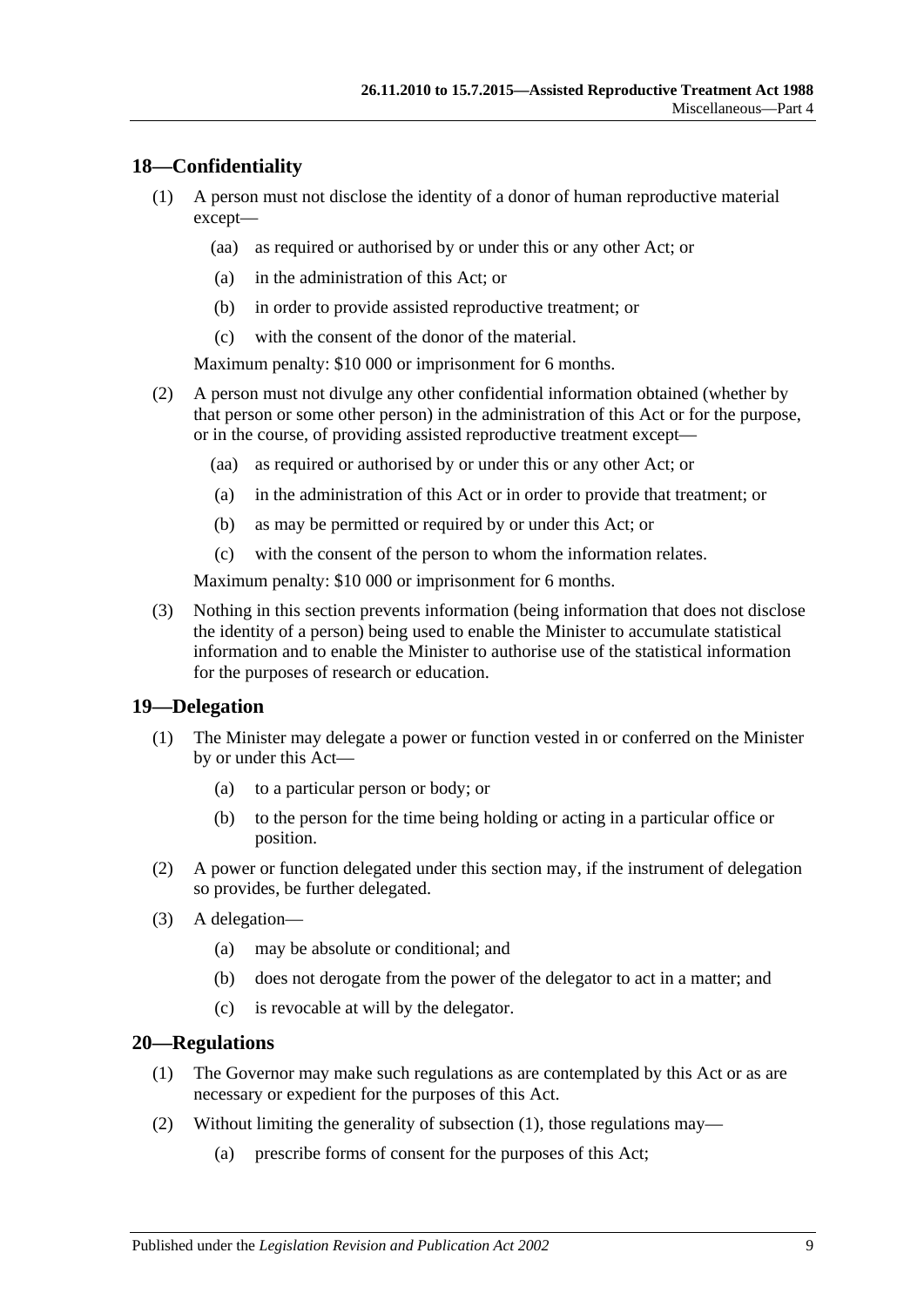## 18—Confidentiality

(1) A person must not disclose the identity of a donor of human reproductive material except—

(aa) as required or authorised by or under this or any other Act; or

(a) in the administration of this Act; or

(b) in order to provide assisted reproductive treatment; or

(c) with the consent of the donor of the material.

Maximum penalty: $10 000 or imprisonment for 6 months.

(2) A person must not divulge any other confidential information obtained (whether by that person or some other person) in the administration of this Act or for the purpose, or in the course, of providing assisted reproductive treatment except—

(aa) as required or authorised by or under this or any other Act; or

(a) in the administration of this Act or in order to provide that treatment; or

(b) as may be permitted or required by or under this Act; or

(c) with the consent of the person to whom the information relates.

Maximum penalty: $10 000 or imprisonment for 6 months.

(3) Nothing in this section prevents information (being information that does not disclose the identity of a person) being used to enable the Minister to accumulate statistical information and to enable the Minister to authorise use of the statistical information for the purposes of research or education.

## 19—Delegation

(1) The Minister may delegate a power or function vested in or conferred on the Minister by or under this Act—

(a) to a particular person or body; or

(b) to the person for the time being holding or acting in a particular office or position.

(2) A power or function delegated under this section may, if the instrument of delegation so provides, be further delegated.

(3) A delegation—

(a) may be absolute or conditional; and

(b) does not derogate from the power of the delegator to act in a matter; and

(c) is revocable at will by the delegator.

## 20—Regulations

(1) The Governor may make such regulations as are contemplated by this Act or as are necessary or expedient for the purposes of this Act.

(2) Without limiting the generality of subsection (1), those regulations may—

(a) prescribe forms of consent for the purposes of this Act;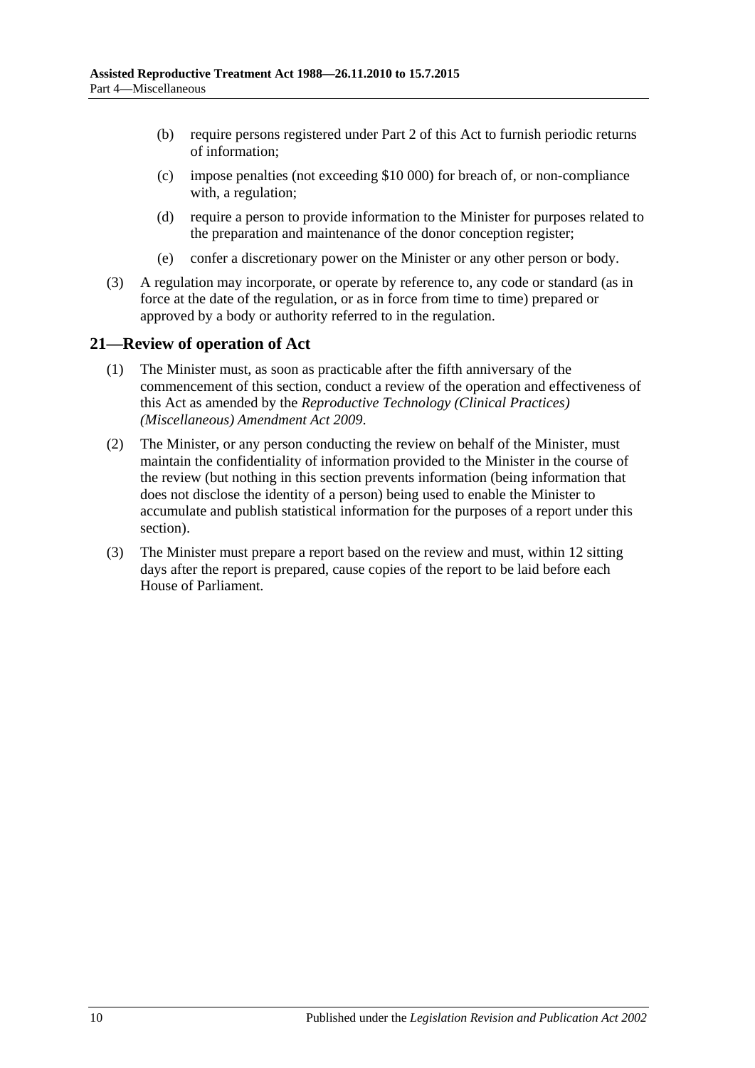(b) require persons registered under Part 2 of this Act to furnish periodic returns of information;

(c) impose penalties (not exceeding $10 000) for breach of, or non-compliance with, a regulation;

(d) require a person to provide information to the Minister for purposes related to the preparation and maintenance of the donor conception register;

(e) confer a discretionary power on the Minister or any other person or body.

(3) A regulation may incorporate, or operate by reference to, any code or standard (as in force at the date of the regulation, or as in force from time to time) prepared or approved by a body or authority referred to in the regulation.

## 21—Review of operation of Act

(1) The Minister must, as soon as practicable after the fifth anniversary of the commencement of this section, conduct a review of the operation and effectiveness of this Act as amended by the *Reproductive Technology (Clinical Practices) (Miscellaneous) Amendment Act 2009*.

(2) The Minister, or any person conducting the review on behalf of the Minister, must maintain the confidentiality of information provided to the Minister in the course of the review (but nothing in this section prevents information (being information that does not disclose the identity of a person) being used to enable the Minister to accumulate and publish statistical information for the purposes of a report under this section).

(3) The Minister must prepare a report based on the review and must, within 12 sitting days after the report is prepared, cause copies of the report to be laid before each House of Parliament.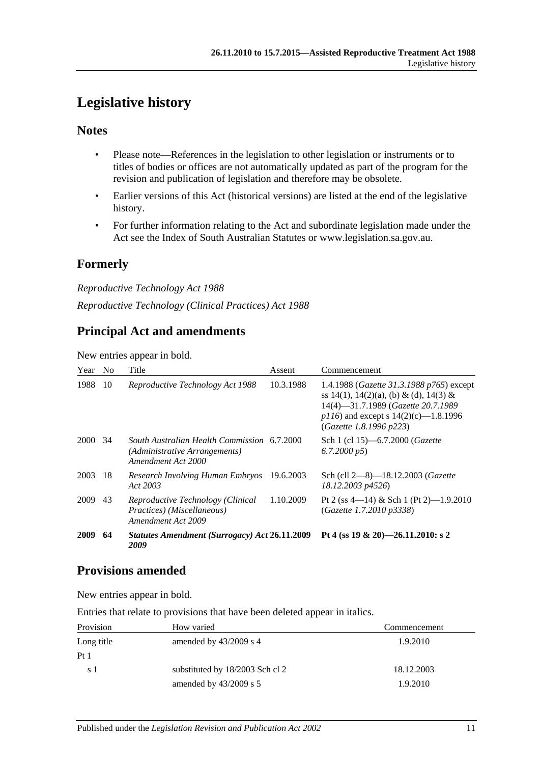# Legislative history

## Notes

- Please note—References in the legislation to other legislation or instruments or to titles of bodies or offices are not automatically updated as part of the program for the revision and publication of legislation and therefore may be obsolete.
- Earlier versions of this Act (historical versions) are listed at the end of the legislative history.
- For further information relating to the Act and subordinate legislation made under the Act see the Index of South Australian Statutes or www.legislation.sa.gov.au.

## Formerly

*Reproductive Technology Act 1988*

*Reproductive Technology (Clinical Practices) Act 1988*

## Principal Act and amendments

New entries appear in bold.

| Year | No | Title | Assent | Commencement |
|---|---|---|---|---|
| 1988 | 10 | *Reproductive Technology Act 1988* | 10.3.1988 | 1.4.1988 (*Gazette 31.3.1988 p765*) except ss 14(1), 14(2)(a), (b) & (d), 14(3) & 14(4)—31.7.1989 (*Gazette 20.7.1989 p116*) and except s 14(2)(c)—1.8.1996 (*Gazette 1.8.1996 p223*) |
| 2000 | 34 | *South Australian Health Commission (Administrative Arrangements) Amendment Act 2000* | 6.7.2000 | Sch 1 (cl 15)—6.7.2000 (*Gazette 6.7.2000 p5*) |
| 2003 | 18 | *Research Involving Human Embryos Act 2003* | 19.6.2003 | Sch (cll 2—8)—18.12.2003 (*Gazette 18.12.2003 p4526*) |
| 2009 | 43 | *Reproductive Technology (Clinical Practices) (Miscellaneous) Amendment Act 2009* | 1.10.2009 | Pt 2 (ss 4—14) & Sch 1 (Pt 2)—1.9.2010 (*Gazette 1.7.2010 p3338*) |
| **2009** | **64** | ***Statutes Amendment (Surrogacy) Act 2009*** | **26.11.2009** | **Pt 4 (ss 19 & 20)—26.11.2010: s 2** |

## Provisions amended

New entries appear in bold.

Entries that relate to provisions that have been deleted appear in italics.

| Provision | How varied | Commencement |
|---|---|---|
| Long title | amended by 43/2009 s 4 | 1.9.2010 |
| Pt 1 | | |
| s 1 | substituted by 18/2003 Sch cl 2 | 18.12.2003 |
| | amended by 43/2009 s 5 | 1.9.2010 |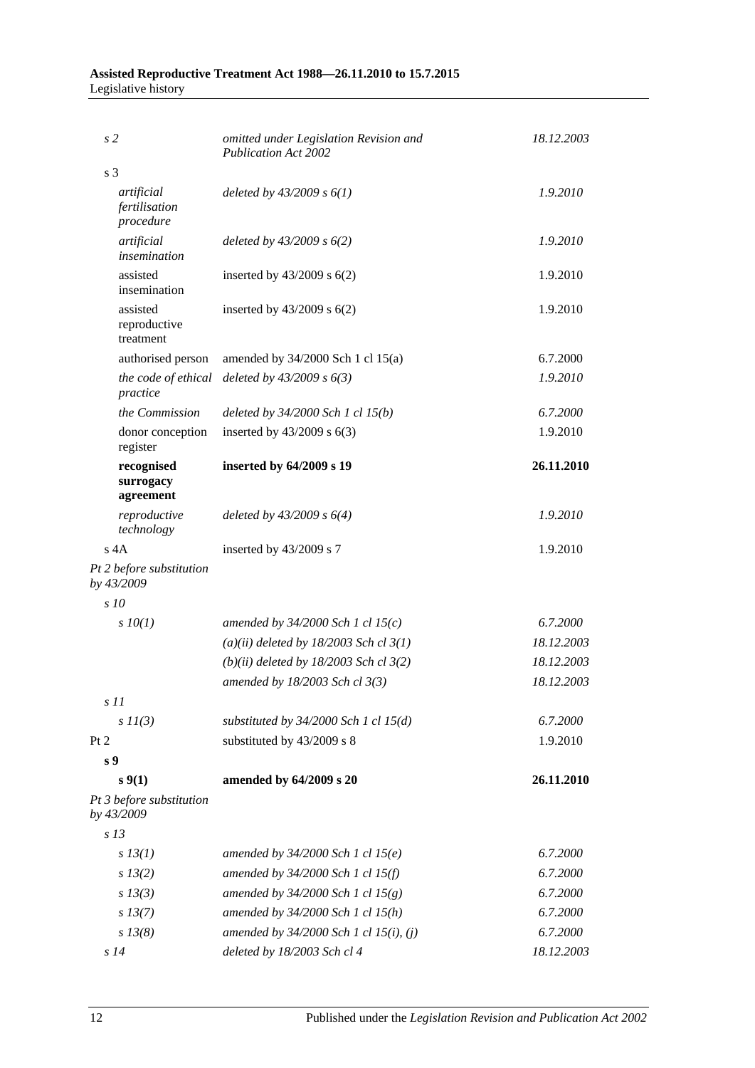| | | |
|---|---|---|
| *s 2* | *omitted under Legislation Revision and Publication Act 2002* | *18.12.2003* |
| s 3 | | |
| *artificial fertilisation procedure* | *deleted by 43/2009 s 6(1)* | *1.9.2010* |
| *artificial insemination* | *deleted by 43/2009 s 6(2)* | *1.9.2010* |
| assisted insemination | inserted by 43/2009 s 6(2) | 1.9.2010 |
| assisted reproductive treatment | inserted by 43/2009 s 6(2) | 1.9.2010 |
| authorised person | amended by 34/2000 Sch 1 cl 15(a) | 6.7.2000 |
| *the code of ethical practice* | *deleted by 43/2009 s 6(3)* | *1.9.2010* |
| *the Commission* | *deleted by 34/2000 Sch 1 cl 15(b)* | *6.7.2000* |
| donor conception register | inserted by 43/2009 s 6(3) | 1.9.2010 |
| **recognised surrogacy agreement** | **inserted by 64/2009 s 19** | **26.11.2010** |
| *reproductive technology* | *deleted by 43/2009 s 6(4)* | *1.9.2010* |
| s 4A | inserted by 43/2009 s 7 | 1.9.2010 |
| *Pt 2 before substitution by 43/2009* | | |
| *s 10* | | |
| *s 10(1)* | *amended by 34/2000 Sch 1 cl 15(c)* | *6.7.2000* |
| | *(a)(ii) deleted by 18/2003 Sch cl 3(1)* | *18.12.2003* |
| | *(b)(ii) deleted by 18/2003 Sch cl 3(2)* | *18.12.2003* |
| | *amended by 18/2003 Sch cl 3(3)* | *18.12.2003* |
| *s 11* | | |
| *s 11(3)* | *substituted by 34/2000 Sch 1 cl 15(d)* | *6.7.2000* |
| Pt 2 | substituted by 43/2009 s 8 | 1.9.2010 |
| **s 9** | | |
| **s 9(1)** | **amended by 64/2009 s 20** | **26.11.2010** |
| *Pt 3 before substitution by 43/2009* | | |
| *s 13* | | |
| *s 13(1)* | *amended by 34/2000 Sch 1 cl 15(e)* | *6.7.2000* |
| *s 13(2)* | *amended by 34/2000 Sch 1 cl 15(f)* | *6.7.2000* |
| *s 13(3)* | *amended by 34/2000 Sch 1 cl 15(g)* | *6.7.2000* |
| *s 13(7)* | *amended by 34/2000 Sch 1 cl 15(h)* | *6.7.2000* |
| *s 13(8)* | *amended by 34/2000 Sch 1 cl 15(i), (j)* | *6.7.2000* |
| *s 14* | *deleted by 18/2003 Sch cl 4* | *18.12.2003* |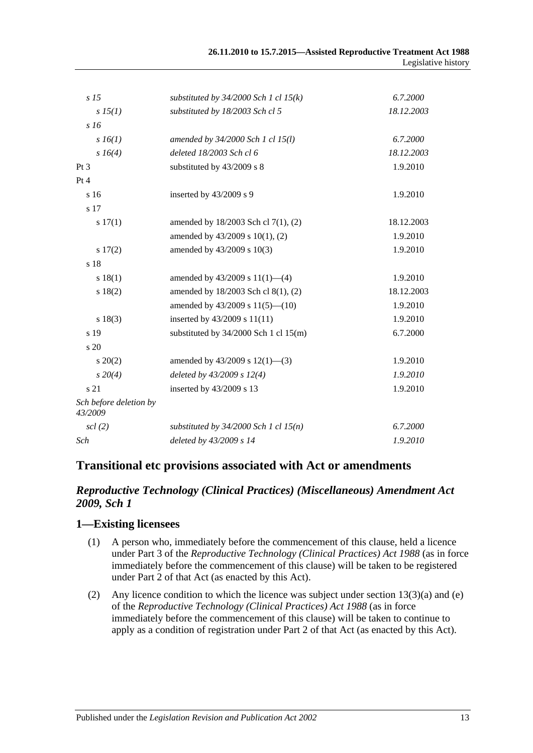| | | |
|---|---|---|
| *s 15* | *substituted by 34/2000 Sch 1 cl 15(k)* | *6.7.2000* |
| *s 15(1)* | *substituted by 18/2003 Sch cl 5* | *18.12.2003* |
| *s 16* | | |
| *s 16(1)* | *amended by 34/2000 Sch 1 cl 15(l)* | *6.7.2000* |
| *s 16(4)* | *deleted 18/2003 Sch cl 6* | *18.12.2003* |
| Pt 3 | substituted by 43/2009 s 8 | 1.9.2010 |
| Pt 4 | | |
| s 16 | inserted by 43/2009 s 9 | 1.9.2010 |
| s 17 | | |
| s 17(1) | amended by 18/2003 Sch cl 7(1), (2) | 18.12.2003 |
| | amended by 43/2009 s 10(1), (2) | 1.9.2010 |
| s 17(2) | amended by 43/2009 s 10(3) | 1.9.2010 |
| s 18 | | |
| s 18(1) | amended by 43/2009 s 11(1)—(4) | 1.9.2010 |
| s 18(2) | amended by 18/2003 Sch cl 8(1), (2) | 18.12.2003 |
| | amended by 43/2009 s 11(5)—(10) | 1.9.2010 |
| s 18(3) | inserted by 43/2009 s 11(11) | 1.9.2010 |
| s 19 | substituted by 34/2000 Sch 1 cl 15(m) | 6.7.2000 |
| s 20 | | |
| s 20(2) | amended by 43/2009 s 12(1)—(3) | 1.9.2010 |
| *s 20(4)* | *deleted by 43/2009 s 12(4)* | *1.9.2010* |
| s 21 | inserted by 43/2009 s 13 | 1.9.2010 |
| *Sch before deletion by 43/2009* | | |
| *scl (2)* | *substituted by 34/2000 Sch 1 cl 15(n)* | *6.7.2000* |
| *Sch* | *deleted by 43/2009 s 14* | *1.9.2010* |

## Transitional etc provisions associated with Act or amendments

### *Reproductive Technology (Clinical Practices) (Miscellaneous) Amendment Act 2009, Sch 1*

### 1—Existing licensees

(1) A person who, immediately before the commencement of this clause, held a licence under Part 3 of the *Reproductive Technology (Clinical Practices) Act 1988* (as in force immediately before the commencement of this clause) will be taken to be registered under Part 2 of that Act (as enacted by this Act).

(2) Any licence condition to which the licence was subject under section 13(3)(a) and (e) of the *Reproductive Technology (Clinical Practices) Act 1988* (as in force immediately before the commencement of this clause) will be taken to continue to apply as a condition of registration under Part 2 of that Act (as enacted by this Act).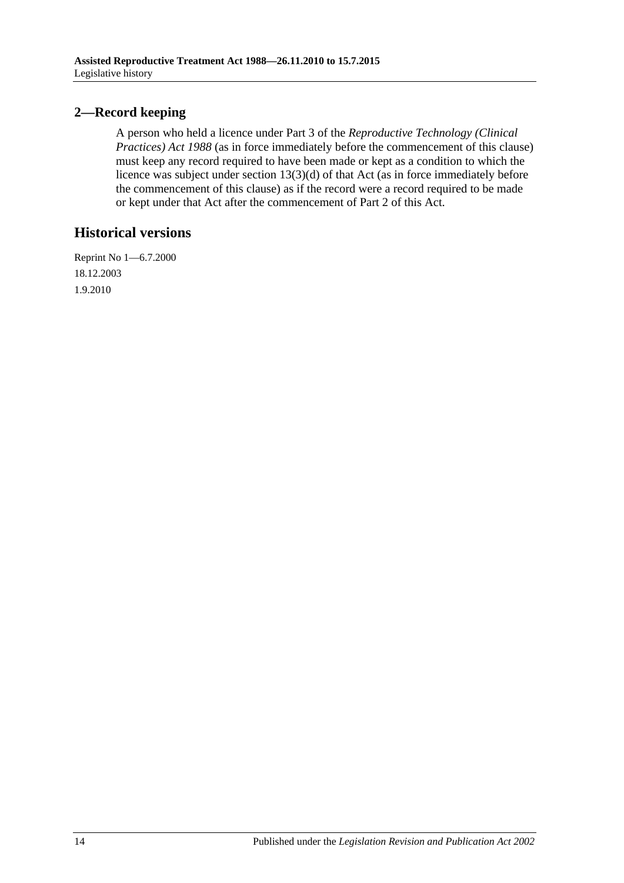## 2—Record keeping

A person who held a licence under Part 3 of the *Reproductive Technology (Clinical Practices) Act 1988* (as in force immediately before the commencement of this clause) must keep any record required to have been made or kept as a condition to which the licence was subject under section 13(3)(d) of that Act (as in force immediately before the commencement of this clause) as if the record were a record required to be made or kept under that Act after the commencement of Part 2 of this Act.

# Historical versions

Reprint No 1—6.7.2000

18.12.2003

1.9.2010